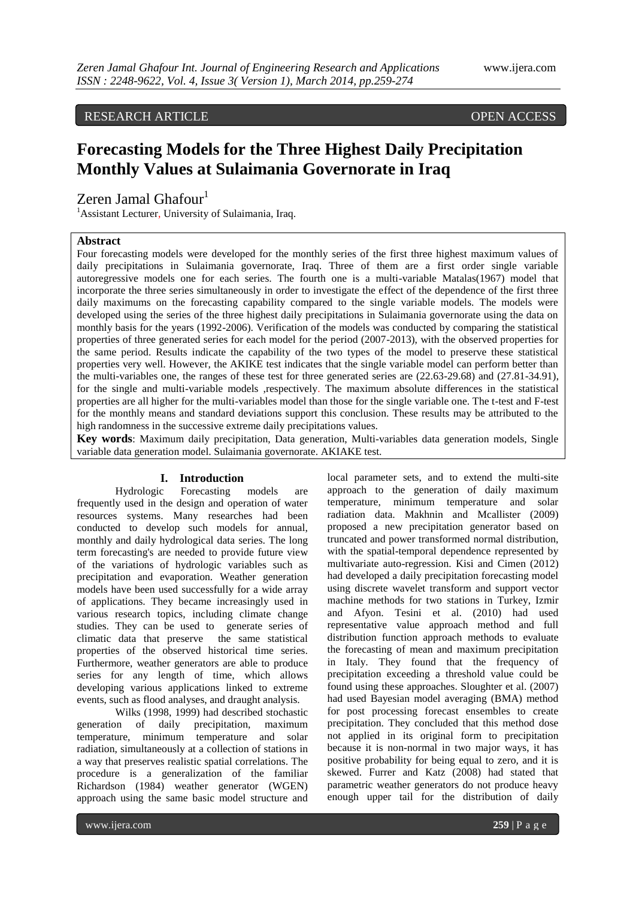RESEARCH ARTICLE OPEN ACCESS

# Forecasting Models for the Three Highest Daily Precipitation Monthly Values at Sulaimania Governorate in Iraq

Zeren Jamal Ghafour[1]

[1]Assistant Lecturer, University of Sulaimania, Iraq.

**Abstract**

Four forecasting models were developed for the monthly series of the first three highest maximum values of daily precipitations in Sulaimania governorate, Iraq. Three of them are a first order single variable autoregressive models one for each series. The fourth one is a multi-variable Matalas(1967) model that incorporate the three series simultaneously in order to investigate the effect of the dependence of the first three daily maximums on the forecasting capability compared to the single variable models. The models were developed using the series of the three highest daily precipitations in Sulaimania governorate using the data on monthly basis for the years (1992-2006). Verification of the models was conducted by comparing the statistical properties of three generated series for each model for the period (2007-2013), with the observed properties for the same period. Results indicate the capability of the two types of the model to preserve these statistical properties very well. However, the AKIKE test indicates that the single variable model can perform better than the multi-variables one, the ranges of these test for three generated series are (22.63-29.68) and (27.81-34.91), for the single and multi-variable models ,respectively. The maximum absolute differences in the statistical properties are all higher for the multi-variables model than those for the single variable one. The t-test and F-test for the monthly means and standard deviations support this conclusion. These results may be attributed to the high randomness in the successive extreme daily precipitations values.

**Key words**: Maximum daily precipitation, Data generation, Multi-variables data generation models, Single variable data generation model. Sulaimania governorate. AKIAKE test.

## I. Introduction

Hydrologic Forecasting models are frequently used in the design and operation of water resources systems. Many researches had been conducted to develop such models for annual, monthly and daily hydrological data series. The long term forecasting's are needed to provide future view of the variations of hydrologic variables such as precipitation and evaporation. Weather generation models have been used successfully for a wide array of applications. They became increasingly used in various research topics, including climate change studies. They can be used to generate series of climatic data that preserve the same statistical properties of the observed historical time series. Furthermore, weather generators are able to produce series for any length of time, which allows developing various applications linked to extreme events, such as flood analyses, and draught analysis.

Wilks (1998, 1999) had described stochastic generation of daily precipitation, maximum temperature, minimum temperature and solar radiation, simultaneously at a collection of stations in a way that preserves realistic spatial correlations. The procedure is a generalization of the familiar Richardson (1984) weather generator (WGEN) approach using the same basic model structure and local parameter sets, and to extend the multi-site approach to the generation of daily maximum temperature, minimum temperature and solar radiation data. Makhnin and Mcallister (2009) proposed a new precipitation generator based on truncated and power transformed normal distribution, with the spatial-temporal dependence represented by multivariate auto-regression. Kisi and Cimen (2012) had developed a daily precipitation forecasting model using discrete wavelet transform and support vector machine methods for two stations in Turkey, Izmir and Afyon. Tesini et al. (2010) had used representative value approach method and full distribution function approach methods to evaluate the forecasting of mean and maximum precipitation in Italy. They found that the frequency of precipitation exceeding a threshold value could be found using these approaches. Sloughter et al. (2007) had used Bayesian model averaging (BMA) method for post processing forecast ensembles to create precipitation. They concluded that this method dose not applied in its original form to precipitation because it is non-normal in two major ways, it has positive probability for being equal to zero, and it is skewed. Furrer and Katz (2008) had stated that parametric weather generators do not produce heavy enough upper tail for the distribution of daily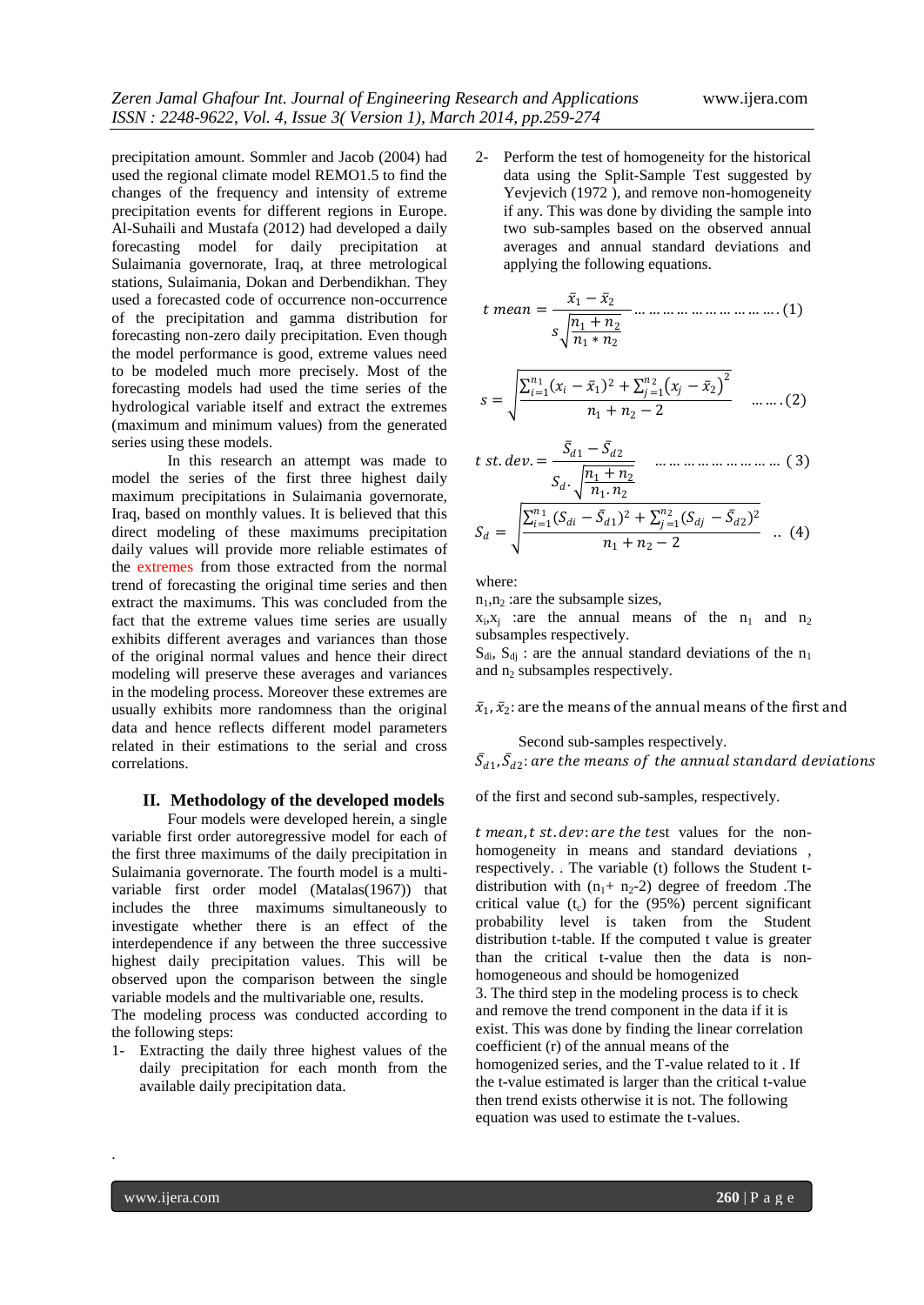precipitation amount. Sommler and Jacob (2004) had used the regional climate model REMO1.5 to find the changes of the frequency and intensity of extreme precipitation events for different regions in Europe. Al-Suhaili and Mustafa (2012) had developed a daily forecasting model for daily precipitation at Sulaimania governorate, Iraq, at three metrological stations, Sulaimania, Dokan and Derbendikhan. They used a forecasted code of occurrence non-occurrence of the precipitation and gamma distribution for forecasting non-zero daily precipitation. Even though the model performance is good, extreme values need to be modeled much more precisely. Most of the forecasting models had used the time series of the hydrological variable itself and extract the extremes (maximum and minimum values) from the generated series using these models.

In this research an attempt was made to model the series of the first three highest daily maximum precipitations in Sulaimania governorate, Iraq, based on monthly values. It is believed that this direct modeling of these maximums precipitation daily values will provide more reliable estimates of the extremes from those extracted from the normal trend of forecasting the original time series and then extract the maximums. This was concluded from the fact that the extreme values time series are usually exhibits different averages and variances than those of the original normal values and hence their direct modeling will preserve these averages and variances in the modeling process. Moreover these extremes are usually exhibits more randomness than the original data and hence reflects different model parameters related in their estimations to the serial and cross correlations.

## II. Methodology of the developed models

Four models were developed herein, a single variable first order autoregressive model for each of the first three maximums of the daily precipitation in Sulaimania governorate. The fourth model is a multi-variable first order model (Matalas(1967)) that includes the three maximums simultaneously to investigate whether there is an effect of the interdependence if any between the three successive highest daily precipitation values. This will be observed upon the comparison between the single variable models and the multivariable one, results.

The modeling process was conducted according to the following steps:

1- Extracting the daily three highest values of the daily precipitation for each month from the available daily precipitation data.

2- Perform the test of homogeneity for the historical data using the Split-Sample Test suggested by Yevjevich (1972 ), and remove non-homogeneity if any. This was done by dividing the sample into two sub-samples based on the observed annual averages and annual standard deviations and applying the following equations.

$$t\ mean = \frac{\bar{x}_1 - \bar{x}_2}{s\sqrt{\frac{n_1 + n_2}{n_1 * n_2}}} \quad \ldots\ldots\ldots\ldots\ldots\ldots\ldots\ldots\ldots (1)$$

$$s = \sqrt{\frac{\sum_{i=1}^{n_1}(x_i - \bar{x}_1)^2 + \sum_{j=1}^{n_2}(x_j - \bar{x}_2)^2}{n_1 + n_2 - 2}} \quad \ldots\ldots (2)$$

$$t\ st.dev. = \frac{\bar{S}_{d1} - \bar{S}_{d2}}{S_d \cdot \sqrt{\frac{n_1 + n_2}{n_1 . n_2}}} \quad \ldots\ldots\ldots\ldots\ldots\ldots\ldots (3)$$

$$S_d = \sqrt{\frac{\sum_{i=1}^{n_1}(S_{di} - \bar{S}_{d1})^2 + \sum_{j=1}^{n_2}(S_{dj} - \bar{S}_{d2})^2}{n_1 + n_2 - 2}} \quad .. (4)$$

where:

$n_1$,$n_2$ :are the subsample sizes,

$x_i$,$x_j$ :are the annual means of the $n_1$ and $n_2$ subsamples respectively.

$S_{di}$, $S_{dj}$ : are the annual standard deviations of the $n_1$ and $n_2$ subsamples respectively.

$\bar{x}_1, \bar{x}_2$: are the means of the annual means of the first and Second sub-samples respectively.

$\bar{S}_{d1}, \bar{S}_{d2}$: *are the means of the annual standard deviations* of the first and second sub-samples, respectively.

$t\ mean, t\ st.dev$: *are the te*st values for the non-homogeneity in means and standard deviations , respectively. . The variable (t) follows the Student t-distribution with ($n_1$+ $n_2$-2) degree of freedom .The critical value ($t_c$) for the (95%) percent significant probability level is taken from the Student distribution t-table. If the computed t value is greater than the critical t-value then the data is non-homogeneous and should be homogenized

3. The third step in the modeling process is to check and remove the trend component in the data if it is exist. This was done by finding the linear correlation coefficient (r) of the annual means of the homogenized series, and the T-value related to it . If the t-value estimated is larger than the critical t-value then trend exists otherwise it is not. The following equation was used to estimate the t-values.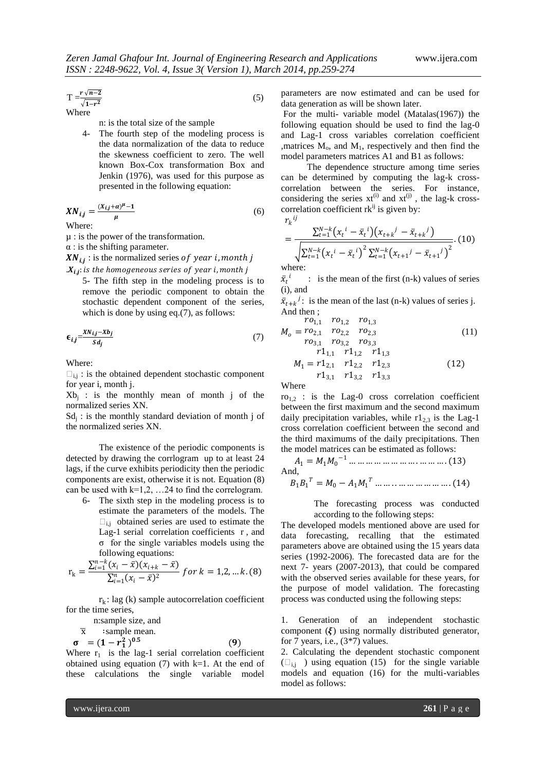$$T = \frac{r\sqrt{n-2}}{\sqrt{1-r^2}} \qquad (5)$$

Where

n: is the total size of the sample

4- The fourth step of the modeling process is the data normalization of the data to reduce the skewness coefficient to zero. The well known Box-Cox transformation Box and Jenkin (1976), was used for this purpose as presented in the following equation:

$$XN_{i,j} = \frac{(X_{i,j}+\alpha)^{\mu}-1}{\mu} \qquad (6)$$

Where:

μ : is the power of the transformation.

α : is the shifting parameter.

$XN_{i,j}$ : is the normalized series $of\ year\ i, month\ j$

$.X_{i,j}$: $is\ the\ homogeneous\ series\ of\ year\ i, month\ j$

5- The fifth step in the modeling process is to remove the periodic component to obtain the stochastic dependent component of the series, which is done by using eq.(7), as follows:

$$\epsilon_{i,j} = \frac{XN_{i,j}-Xb_j}{Sd_j} \qquad (7)$$

Where:

$\epsilon_{i,j}$ : is the obtained dependent stochastic component for year i, month j.

$Xb_j$ : is the monthly mean of month j of the normalized series XN.

$Sd_j$ : is the monthly standard deviation of month j of the normalized series XN.

The existence of the periodic components is detected by drawing the corrlogram up to at least 24 lags, if the curve exhibits periodicity then the periodic components are exist, otherwise it is not. Equation (8) can be used with k=1,2, …24 to find the correlogram.

6- The sixth step in the modeling process is to estimate the parameters of the models. The $\epsilon_{i,j}$ obtained series are used to estimate the Lag-1 serial correlation coefficients r , and σ for the single variables models using the following equations:

$$r_k = \frac{\sum_{i=1}^{n-k}(x_i-\bar{x})(x_{i+k}-\bar{x})}{\sum_{i=1}^{n}(x_i-\bar{x})^2}\ for\ k = 1,2,\ldots k. \ (8)$$

$r_k$: lag (k) sample autocorrelation coefficient for the time series,

n:sample size, and

$\bar{x}$ :sample mean.

$$\sigma = (1-r_1^2)^{0.5} \qquad (9)$$

Where $r_1$ is the lag-1 serial correlation coefficient obtained using equation (7) with k=1. At the end of these calculations the single variable model parameters are now estimated and can be used for data generation as will be shown later.

For the multi- variable model (Matalas(1967)) the following equation should be used to find the lag-0 and Lag-1 cross variables correlation coefficient ,matrices $M_o$, and $M_1$, respectively and then find the model parameters matrices A1 and B1 as follows:

The dependence structure among time series can be determined by computing the lag-k cross-correlation between the series. For instance, considering the series $xt^{(i)}$ and $xt^{(j)}$, the lag-k cross-correlation coefficient $rk^{ij}$ is given by:

$$r_k^{ij} = \frac{\sum_{t=1}^{N-k}\left(x_t^{\,i}-\bar{x}_t^{\,i}\right)\left(x_{t+k}^{\,j}-\bar{x}_{t+k}^{\,j}\right)}{\sqrt{\sum_{t=1}^{N-k}\left(x_t^{\,i}-\bar{x}_t^{\,i}\right)^2\sum_{t=1}^{N-k}\left(x_{t+1}^{\,j}-\bar{x}_{t+1}^{\,j}\right)^2}}. \ (10)$$

where:

$\bar{x}_t^{\,i}$ : is the mean of the first (n-k) values of series (i), and

$\bar{x}_{t+k}^{\,j}$: is the mean of the last (n-k) values of series j.

And then ;

$$M_o = \begin{matrix} ro_{1,1} & ro_{1,2} & ro_{1,3} \\ ro_{2,1} & ro_{2,2} & ro_{2,3} \\ ro_{3,1} & ro_{3,2} & ro_{3,3} \end{matrix} \qquad (11)$$

$$M_1 = \begin{matrix} r1_{1,1} & r1_{1,2} & r1_{1,3} \\ r1_{2,1} & r1_{2,2} & r1_{2,3} \\ r1_{3,1} & r1_{3,2} & r1_{3,3} \end{matrix} \qquad (12)$$

Where

$ro_{1,2}$ : is the Lag-0 cross correlation coefficient between the first maximum and the second maximum daily precipitation variables, while $r1_{2,3}$ is the Lag-1 cross correlation coefficient between the second and the third maximums of the daily precipitations. Then the model matrices can be estimated as follows:

$$A_1 = M_1 M_0^{-1} \ldots\ldots\ldots\ldots\ldots\ldots\ldots\ldots\ldots (13)$$

And,

$$B_1 B_1^{T} = M_0 - A_1 M_1^{T} \ldots\ldots\ldots\ldots\ldots\ldots\ldots (14)$$

The forecasting process was conducted according to the following steps:

The developed models mentioned above are used for data forecasting, recalling that the estimated parameters above are obtained using the 15 years data series (1992-2006). The forecasted data are for the next 7- years (2007-2013), that could be compared with the observed series available for these years, for the purpose of model validation. The forecasting process was conducted using the following steps:

1. Generation of an independent stochastic component ($\xi$) using normally distributed generator, for 7 years, i.e., (3*7) values.

2. Calculating the dependent stochastic component ($\epsilon_{i,j}$ ) using equation (15) for the single variable models and equation (16) for the multi-variables model as follows: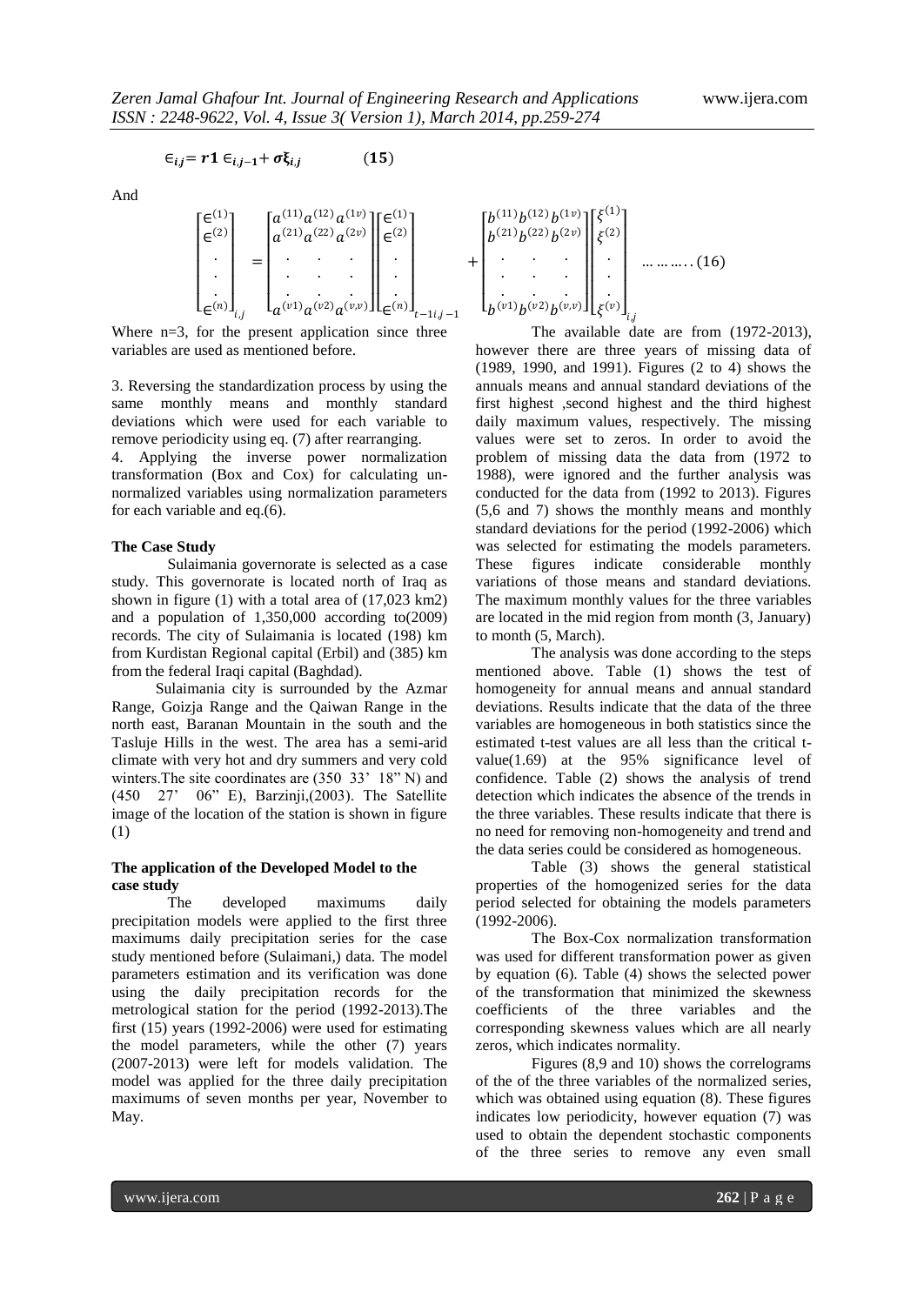$$\in_{i,j} = \boldsymbol{r1} \in_{i,j-1} + \boldsymbol{\sigma \xi_{i,j}} \qquad (\mathbf{15})$$

And

$$\begin{bmatrix} \in^{(1)} \\ \in^{(2)} \\ \cdot \\ \cdot \\ \cdot \\ \in^{(n)} \end{bmatrix}_{i,j} = \begin{bmatrix} a^{(11)} a^{(12)} a^{(1v)} \\ a^{(21)} a^{(22)} a^{(2v)} \\ \cdot \quad \cdot \quad \cdot \\ \cdot \quad \cdot \quad \cdot \\ \cdot \quad \cdot \quad \cdot \\ a^{(v1)} a^{(v2)} a^{(v,v)} \end{bmatrix} \begin{bmatrix} \in^{(1)} \\ \in^{(2)} \\ \cdot \\ \cdot \\ \cdot \\ \in^{(n)} \end{bmatrix}_{t-1 i,j-1} + \begin{bmatrix} b^{(11)} b^{(12)} b^{(1v)} \\ b^{(21)} b^{(22)} b^{(2v)} \\ \cdot \quad \cdot \quad \cdot \\ \cdot \quad \cdot \quad \cdot \\ \cdot \quad \cdot \quad \cdot \\ b^{(v1)} b^{(v2)} b^{(v,v)} \end{bmatrix} \begin{bmatrix} \xi^{(1)} \\ \xi^{(2)} \\ \cdot \\ \cdot \\ \cdot \\ \xi^{(v)} \end{bmatrix}_{i,j} \quad \ldots\ldots\ldots..(16)$$

Where n=3, for the present application since three variables are used as mentioned before.

3. Reversing the standardization process by using the same monthly means and monthly standard deviations which were used for each variable to remove periodicity using eq. (7) after rearranging.
4. Applying the inverse power normalization transformation (Box and Cox) for calculating un-normalized variables using normalization parameters for each variable and eq.(6).

### The Case Study

Sulaimania governorate is selected as a case study. This governorate is located north of Iraq as shown in figure (1) with a total area of (17,023 km2) and a population of 1,350,000 according to(2009) records. The city of Sulaimania is located (198) km from Kurdistan Regional capital (Erbil) and (385) km from the federal Iraqi capital (Baghdad).

Sulaimania city is surrounded by the Azmar Range, Goizja Range and the Qaiwan Range in the north east, Baranan Mountain in the south and the Tasluje Hills in the west. The area has a semi-arid climate with very hot and dry summers and very cold winters.The site coordinates are (350 33' 18" N) and (450 27' 06" E), Barzinji,(2003). The Satellite image of the location of the station is shown in figure (1)

### The application of the Developed Model to the case study

The developed maximums daily precipitation models were applied to the first three maximums daily precipitation series for the case study mentioned before (Sulaimani,) data. The model parameters estimation and its verification was done using the daily precipitation records for the metrological station for the period (1992-2013).The first (15) years (1992-2006) were used for estimating the model parameters, while the other (7) years (2007-2013) were left for models validation. The model was applied for the three daily precipitation maximums of seven months per year, November to May.

The available date are from (1972-2013), however there are three years of missing data of (1989, 1990, and 1991). Figures (2 to 4) shows the annuals means and annual standard deviations of the first highest ,second highest and the third highest daily maximum values, respectively. The missing values were set to zeros. In order to avoid the problem of missing data the data from (1972 to 1988), were ignored and the further analysis was conducted for the data from (1992 to 2013). Figures (5,6 and 7) shows the monthly means and monthly standard deviations for the period (1992-2006) which was selected for estimating the models parameters. These figures indicate considerable monthly variations of those means and standard deviations. The maximum monthly values for the three variables are located in the mid region from month (3, January) to month (5, March).

The analysis was done according to the steps mentioned above. Table (1) shows the test of homogeneity for annual means and annual standard deviations. Results indicate that the data of the three variables are homogeneous in both statistics since the estimated t-test values are all less than the critical t-value(1.69) at the 95% significance level of confidence. Table (2) shows the analysis of trend detection which indicates the absence of the trends in the three variables. These results indicate that there is no need for removing non-homogeneity and trend and the data series could be considered as homogeneous.

Table (3) shows the general statistical properties of the homogenized series for the data period selected for obtaining the models parameters (1992-2006).

The Box-Cox normalization transformation was used for different transformation power as given by equation (6). Table (4) shows the selected power of the transformation that minimized the skewness coefficients of the three variables and the corresponding skewness values which are all nearly zeros, which indicates normality.

Figures (8,9 and 10) shows the correlograms of the of the three variables of the normalized series, which was obtained using equation (8). These figures indicates low periodicity, however equation (7) was used to obtain the dependent stochastic components of the three series to remove any even small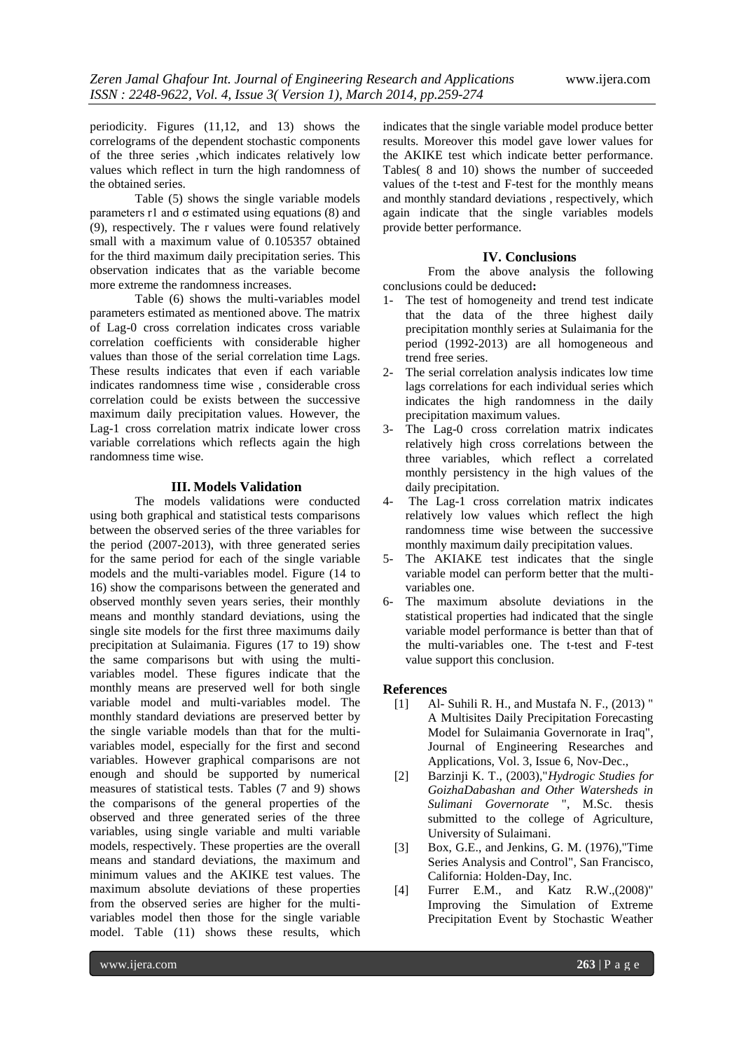periodicity. Figures (11,12, and 13) shows the correlograms of the dependent stochastic components of the three series ,which indicates relatively low values which reflect in turn the high randomness of the obtained series.

Table (5) shows the single variable models parameters r1 and σ estimated using equations (8) and (9), respectively. The r values were found relatively small with a maximum value of 0.105357 obtained for the third maximum daily precipitation series. This observation indicates that as the variable become more extreme the randomness increases.

Table (6) shows the multi-variables model parameters estimated as mentioned above. The matrix of Lag-0 cross correlation indicates cross variable correlation coefficients with considerable higher values than those of the serial correlation time Lags. These results indicates that even if each variable indicates randomness time wise , considerable cross correlation could be exists between the successive maximum daily precipitation values. However, the Lag-1 cross correlation matrix indicate lower cross variable correlations which reflects again the high randomness time wise.

## III. Models Validation

The models validations were conducted using both graphical and statistical tests comparisons between the observed series of the three variables for the period (2007-2013), with three generated series for the same period for each of the single variable models and the multi-variables model. Figure (14 to 16) show the comparisons between the generated and observed monthly seven years series, their monthly means and monthly standard deviations, using the single site models for the first three maximums daily precipitation at Sulaimania. Figures (17 to 19) show the same comparisons but with using the multi-variables model. These figures indicate that the monthly means are preserved well for both single variable model and multi-variables model. The monthly standard deviations are preserved better by the single variable models than that for the multi-variables model, especially for the first and second variables. However graphical comparisons are not enough and should be supported by numerical measures of statistical tests. Tables (7 and 9) shows the comparisons of the general properties of the observed and three generated series of the three variables, using single variable and multi variable models, respectively. These properties are the overall means and standard deviations, the maximum and minimum values and the AKIKE test values. The maximum absolute deviations of these properties from the observed series are higher for the multi-variables model then those for the single variable model. Table (11) shows these results, which indicates that the single variable model produce better results. Moreover this model gave lower values for the AKIKE test which indicate better performance. Tables( 8 and 10) shows the number of succeeded values of the t-test and F-test for the monthly means and monthly standard deviations , respectively, which again indicate that the single variables models provide better performance.

## IV. Conclusions

From the above analysis the following conclusions could be deduced**:**

1- The test of homogeneity and trend test indicate that the data of the three highest daily precipitation monthly series at Sulaimania for the period (1992-2013) are all homogeneous and trend free series.
2- The serial correlation analysis indicates low time lags correlations for each individual series which indicates the high randomness in the daily precipitation maximum values.
3- The Lag-0 cross correlation matrix indicates relatively high cross correlations between the three variables, which reflect a correlated monthly persistency in the high values of the daily precipitation.
4- The Lag-1 cross correlation matrix indicates relatively low values which reflect the high randomness time wise between the successive monthly maximum daily precipitation values.
5- The AKIAKE test indicates that the single variable model can perform better that the multi-variables one.
6- The maximum absolute deviations in the statistical properties had indicated that the single variable model performance is better than that of the multi-variables one. The t-test and F-test value support this conclusion.

## References

[1] Al- Suhili R. H., and Mustafa N. F., (2013) " A Multisites Daily Precipitation Forecasting Model for Sulaimania Governorate in Iraq", Journal of Engineering Researches and Applications, Vol. 3, Issue 6, Nov-Dec.,

[2] Barzinji K. T., (2003),"*Hydrogic Studies for GoizhaDabashan and Other Watersheds in Sulimani Governorate* ", M.Sc. thesis submitted to the college of Agriculture, University of Sulaimani.

[3] Box, G.E., and Jenkins, G. M. (1976),"Time Series Analysis and Control", San Francisco, California: Holden-Day, Inc.

[4] Furrer E.M., and Katz R.W.,(2008)" Improving the Simulation of Extreme Precipitation Event by Stochastic Weather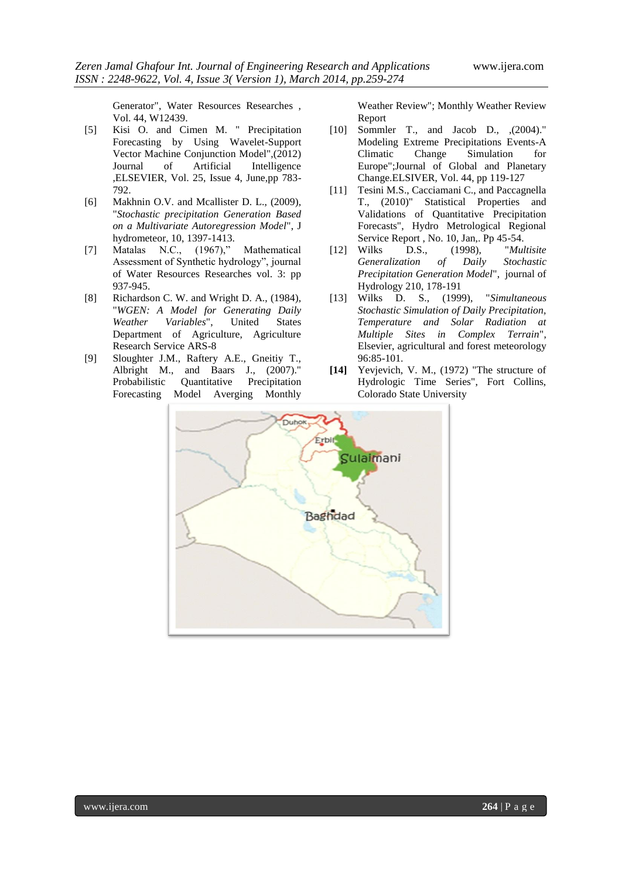Generator", Water Resources Researches , Vol. 44, W12439.

[5] Kisi O. and Cimen M. " Precipitation Forecasting by Using Wavelet-Support Vector Machine Conjunction Model",(2012) Journal of Artificial Intelligence ,ELSEVIER, Vol. 25, Issue 4, June,pp 783-792.

[6] Makhnin O.V. and Mcallister D. L., (2009), "*Stochastic precipitation Generation Based on a Multivariate Autoregression Model*", J hydrometeor, 10, 1397-1413.

[7] Matalas N.C., (1967)," Mathematical Assessment of Synthetic hydrology", journal of Water Resources Researches vol. 3: pp 937-945.

[8] Richardson C. W. and Wright D. A., (1984), "*WGEN: A Model for Generating Daily Weather Variables*", United States Department of Agriculture, Agriculture Research Service ARS-8

[9] Sloughter J.M., Raftery A.E., Gneitiy T., Albright M., and Baars J., (2007)." Probabilistic Quantitative Precipitation Forecasting Model Averging Monthly Weather Review"; Monthly Weather Review Report

[10] Sommler T., and Jacob D., ,(2004)." Modeling Extreme Precipitations Events-A Climatic Change Simulation for Europe";Journal of Global and Planetary Change.ELSIVER, Vol. 44, pp 119-127

[11] Tesini M.S., Cacciamani C., and Paccagnella T., (2010)" Statistical Properties and Validations of Quantitative Precipitation Forecasts", Hydro Metrological Regional Service Report , No. 10, Jan,. Pp 45-54.

[12] Wilks D.S., (1998), "*Multisite Generalization of Daily Stochastic Precipitation Generation Model*", journal of Hydrology 210, 178-191

[13] Wilks D. S., (1999), "*Simultaneous Stochastic Simulation of Daily Precipitation, Temperature and Solar Radiation at Multiple Sites in Complex Terrain*", Elsevier, agricultural and forest meteorology 96:85-101.

**[14]** Yevjevich, V. M., (1972) "The structure of Hydrologic Time Series", Fort Collins, Colorado State University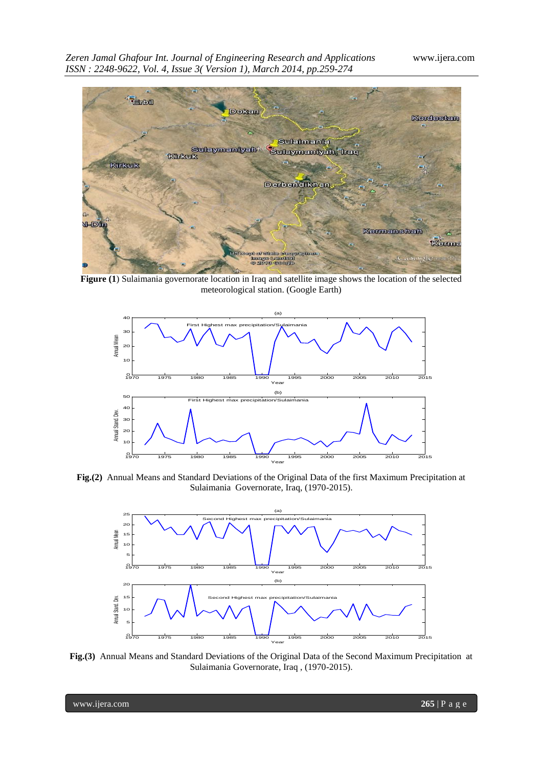**Figure (1**) Sulaimania governorate location in Iraq and satellite image shows the location of the selected meteorological station. (Google Earth)

**Fig.(2)** Annual Means and Standard Deviations of the Original Data of the first Maximum Precipitation at Sulaimania Governorate, Iraq, (1970-2015).

**Fig.(3)** Annual Means and Standard Deviations of the Original Data of the Second Maximum Precipitation at Sulaimania Governorate, Iraq , (1970-2015).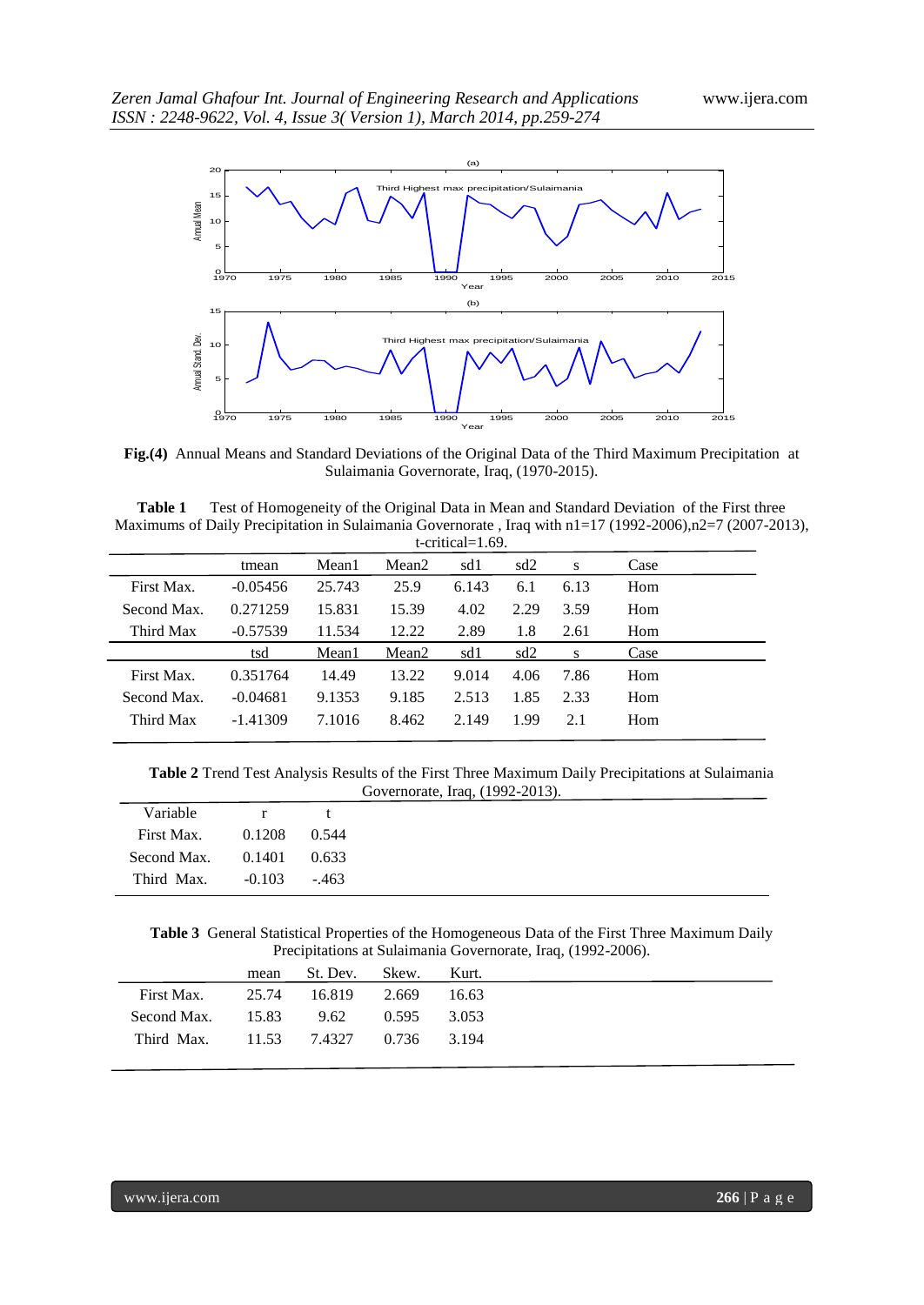**Fig.(4)** Annual Means and Standard Deviations of the Original Data of the Third Maximum Precipitation at Sulaimania Governorate, Iraq, (1970-2015).

**Table 1** Test of Homogeneity of the Original Data in Mean and Standard Deviation of the First three Maximums of Daily Precipitation in Sulaimania Governorate , Iraq with n1=17 (1992-2006),n2=7 (2007-2013), t-critical=1.69.

| | tmean | Mean1 | Mean2 | sd1 | sd2 | s | Case |
|---|---|---|---|---|---|---|---|
| First Max. | -0.05456 | 25.743 | 25.9 | 6.143 | 6.1 | 6.13 | Hom |
| Second Max. | 0.271259 | 15.831 | 15.39 | 4.02 | 2.29 | 3.59 | Hom |
| Third Max | -0.57539 | 11.534 | 12.22 | 2.89 | 1.8 | 2.61 | Hom |
| | tsd | Mean1 | Mean2 | sd1 | sd2 | s | Case |
| First Max. | 0.351764 | 14.49 | 13.22 | 9.014 | 4.06 | 7.86 | Hom |
| Second Max. | -0.04681 | 9.1353 | 9.185 | 2.513 | 1.85 | 2.33 | Hom |
| Third Max | -1.41309 | 7.1016 | 8.462 | 2.149 | 1.99 | 2.1 | Hom |

**Table 2** Trend Test Analysis Results of the First Three Maximum Daily Precipitations at Sulaimania Governorate, Iraq, (1992-2013).

| Variable | r | t |
|---|---|---|
| First Max. | 0.1208 | 0.544 |
| Second Max. | 0.1401 | 0.633 |
| Third Max. | -0.103 | -.463 |

**Table 3** General Statistical Properties of the Homogeneous Data of the First Three Maximum Daily Precipitations at Sulaimania Governorate, Iraq, (1992-2006).

| | mean | St. Dev. | Skew. | Kurt. |
|---|---|---|---|---|
| First Max. | 25.74 | 16.819 | 2.669 | 16.63 |
| Second Max. | 15.83 | 9.62 | 0.595 | 3.053 |
| Third Max. | 11.53 | 7.4327 | 0.736 | 3.194 |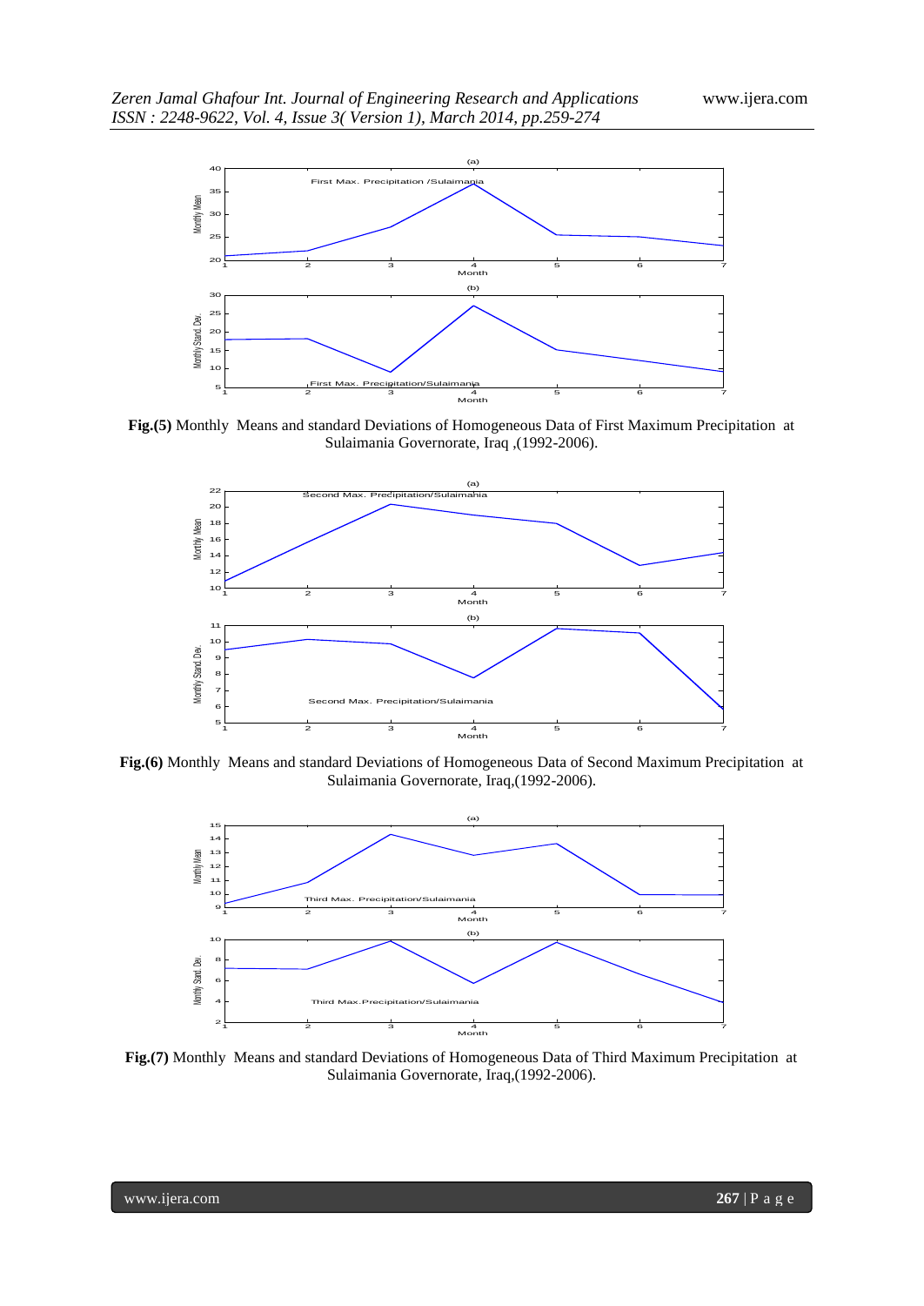**Fig.(5)** Monthly Means and standard Deviations of Homogeneous Data of First Maximum Precipitation at Sulaimania Governorate, Iraq ,(1992-2006).

**Fig.(6)** Monthly Means and standard Deviations of Homogeneous Data of Second Maximum Precipitation at Sulaimania Governorate, Iraq,(1992-2006).

**Fig.(7)** Monthly Means and standard Deviations of Homogeneous Data of Third Maximum Precipitation at Sulaimania Governorate, Iraq,(1992-2006).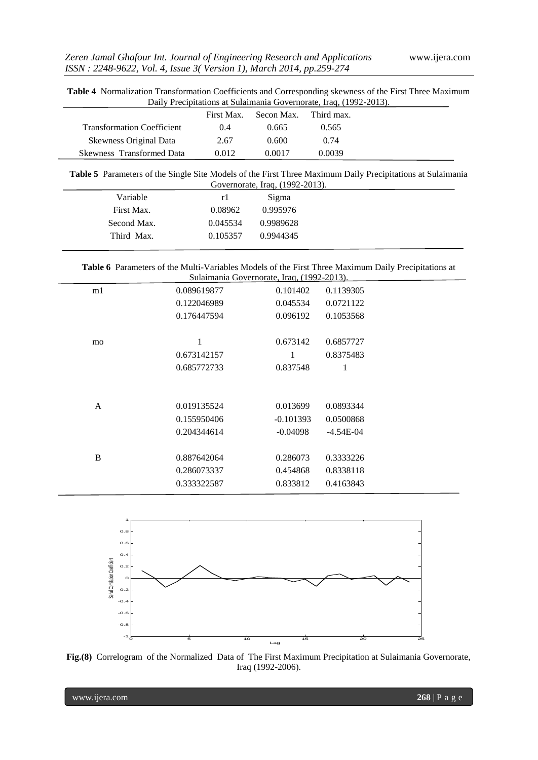**Table 4** Normalization Transformation Coefficients and Corresponding skewness of the First Three Maximum Daily Precipitations at Sulaimania Governorate, Iraq, (1992-2013).

| | First Max. | Secon Max. | Third max. |
|---|---|---|---|
| Transformation Coefficient | 0.4 | 0.665 | 0.565 |
| Skewness Original Data | 2.67 | 0.600 | 0.74 |
| Skewness Transformed Data | 0.012 | 0.0017 | 0.0039 |

**Table 5** Parameters of the Single Site Models of the First Three Maximum Daily Precipitations at Sulaimania Governorate, Iraq, (1992-2013).

| Variable | r1 | Sigma |
|---|---|---|
| First Max. | 0.08962 | 0.995976 |
| Second Max. | 0.045534 | 0.9989628 |
| Third Max. | 0.105357 | 0.9944345 |

**Table 6** Parameters of the Multi-Variables Models of the First Three Maximum Daily Precipitations at Sulaimania Governorate, Iraq, (1992-2013).

| | | | |
|---|---|---|---|
| m1 | 0.089619877 | 0.101402 | 0.1139305 |
| | 0.122046989 | 0.045534 | 0.0721122 |
| | 0.176447594 | 0.096192 | 0.1053568 |
| mo | 1 | 0.673142 | 0.6857727 |
| | 0.673142157 | 1 | 0.8375483 |
| | 0.685772733 | 0.837548 | 1 |
| A | 0.019135524 | 0.013699 | 0.0893344 |
| | 0.155950406 | -0.101393 | 0.0500868 |
| | 0.204344614 | -0.04098 | -4.54E-04 |
| B | 0.887642064 | 0.286073 | 0.3333226 |
| | 0.286073337 | 0.454868 | 0.8338118 |
| | 0.333322587 | 0.833812 | 0.4163843 |

**Fig.(8)** Correlogram of the Normalized Data of The First Maximum Precipitation at Sulaimania Governorate, Iraq (1992-2006).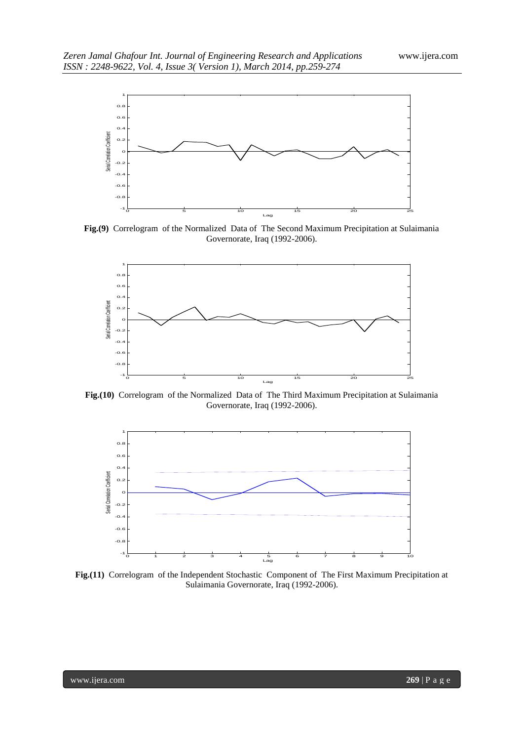**Fig.(9)** Correlogram of the Normalized Data of The Second Maximum Precipitation at Sulaimania Governorate, Iraq (1992-2006).

**Fig.(10)** Correlogram of the Normalized Data of The Third Maximum Precipitation at Sulaimania Governorate, Iraq (1992-2006).

**Fig.(11)** Correlogram of the Independent Stochastic Component of The First Maximum Precipitation at Sulaimania Governorate, Iraq (1992-2006).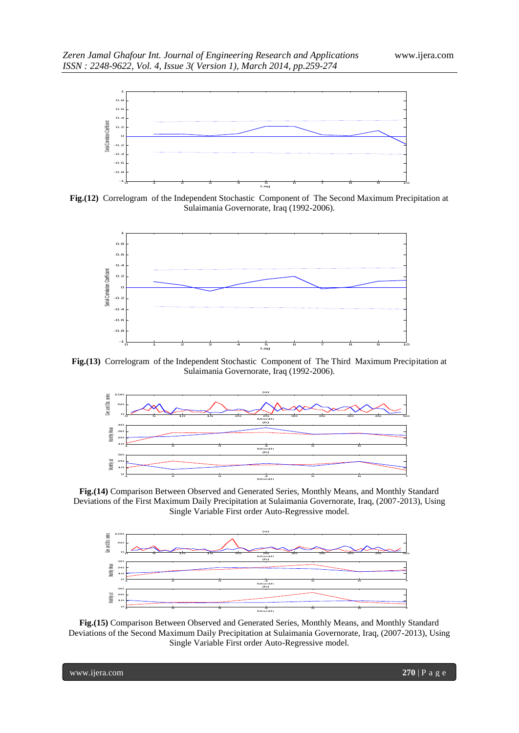**Fig.(12)** Correlogram of the Independent Stochastic Component of The Second Maximum Precipitation at Sulaimania Governorate, Iraq (1992-2006).

**Fig.(13)** Correlogram of the Independent Stochastic Component of The Third Maximum Precipitation at Sulaimania Governorate, Iraq (1992-2006).

**Fig.(14)** Comparison Between Observed and Generated Series, Monthly Means, and Monthly Standard Deviations of the First Maximum Daily Precipitation at Sulaimania Governorate, Iraq, (2007-2013), Using Single Variable First order Auto-Regressive model.

**Fig.(15)** Comparison Between Observed and Generated Series, Monthly Means, and Monthly Standard Deviations of the Second Maximum Daily Precipitation at Sulaimania Governorate, Iraq, (2007-2013), Using Single Variable First order Auto-Regressive model.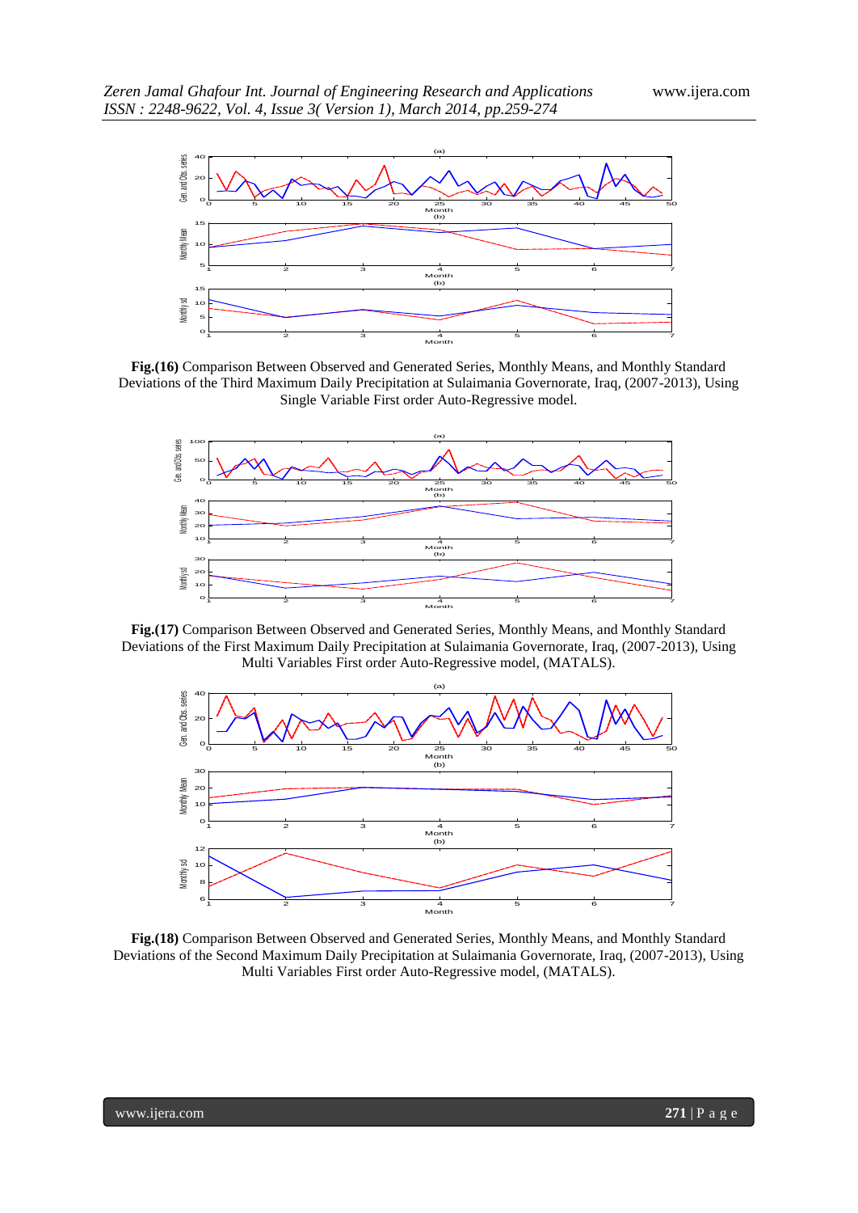**Fig.(16)** Comparison Between Observed and Generated Series, Monthly Means, and Monthly Standard Deviations of the Third Maximum Daily Precipitation at Sulaimania Governorate, Iraq, (2007-2013), Using Single Variable First order Auto-Regressive model.

**Fig.(17)** Comparison Between Observed and Generated Series, Monthly Means, and Monthly Standard Deviations of the First Maximum Daily Precipitation at Sulaimania Governorate, Iraq, (2007-2013), Using Multi Variables First order Auto-Regressive model, (MATALS).

**Fig.(18)** Comparison Between Observed and Generated Series, Monthly Means, and Monthly Standard Deviations of the Second Maximum Daily Precipitation at Sulaimania Governorate, Iraq, (2007-2013), Using Multi Variables First order Auto-Regressive model, (MATALS).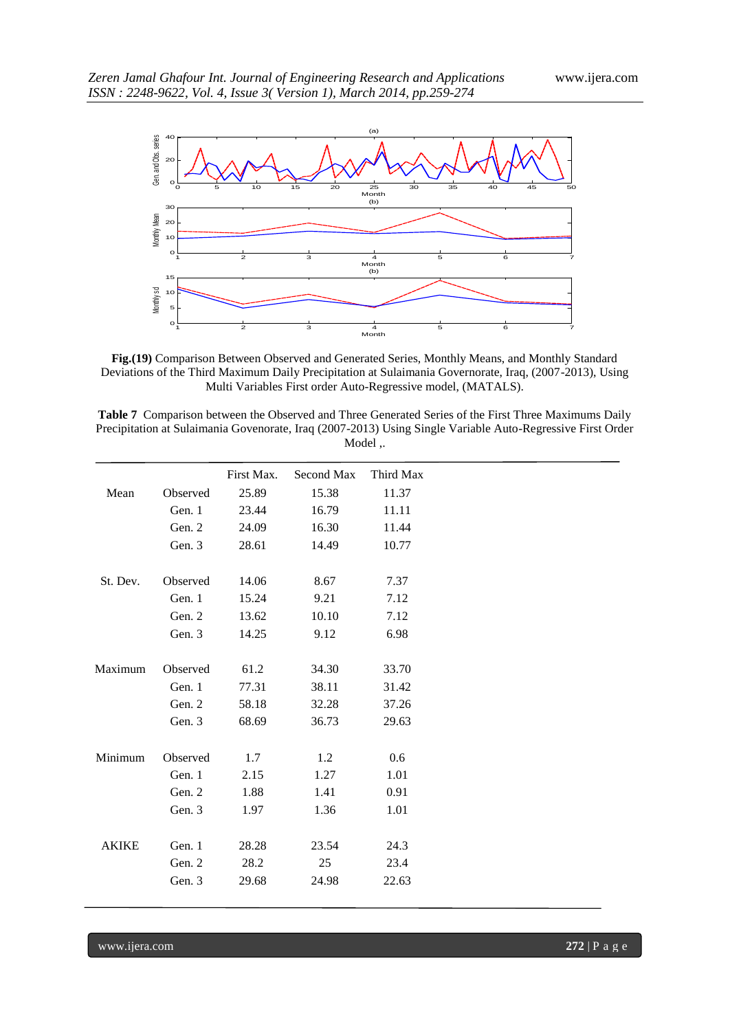**Fig.(19)** Comparison Between Observed and Generated Series, Monthly Means, and Monthly Standard Deviations of the Third Maximum Daily Precipitation at Sulaimania Governorate, Iraq, (2007-2013), Using Multi Variables First order Auto-Regressive model, (MATALS).

**Table 7** Comparison between the Observed and Three Generated Series of the First Three Maximums Daily Precipitation at Sulaimania Govenorate, Iraq (2007-2013) Using Single Variable Auto-Regressive First Order Model ,.

| | | First Max. | Second Max | Third Max |
|---|---|---|---|---|
| Mean | Observed | 25.89 | 15.38 | 11.37 |
| | Gen. 1 | 23.44 | 16.79 | 11.11 |
| | Gen. 2 | 24.09 | 16.30 | 11.44 |
| | Gen. 3 | 28.61 | 14.49 | 10.77 |
| St. Dev. | Observed | 14.06 | 8.67 | 7.37 |
| | Gen. 1 | 15.24 | 9.21 | 7.12 |
| | Gen. 2 | 13.62 | 10.10 | 7.12 |
| | Gen. 3 | 14.25 | 9.12 | 6.98 |
| Maximum | Observed | 61.2 | 34.30 | 33.70 |
| | Gen. 1 | 77.31 | 38.11 | 31.42 |
| | Gen. 2 | 58.18 | 32.28 | 37.26 |
| | Gen. 3 | 68.69 | 36.73 | 29.63 |
| Minimum | Observed | 1.7 | 1.2 | 0.6 |
| | Gen. 1 | 2.15 | 1.27 | 1.01 |
| | Gen. 2 | 1.88 | 1.41 | 0.91 |
| | Gen. 3 | 1.97 | 1.36 | 1.01 |
| AKIKE | Gen. 1 | 28.28 | 23.54 | 24.3 |
| | Gen. 2 | 28.2 | 25 | 23.4 |
| | Gen. 3 | 29.68 | 24.98 | 22.63 |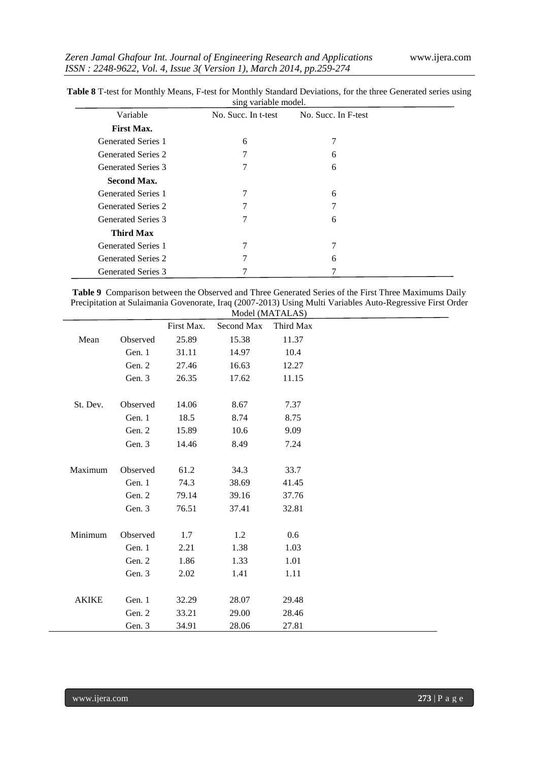**Table 8** T-test for Monthly Means, F-test for Monthly Standard Deviations, for the three Generated series using sing variable model.

| Variable | No. Succ. In t-test | No. Succ. In F-test |
|---|---|---|
| **First Max.** | | |
| Generated Series 1 | 6 | 7 |
| Generated Series 2 | 7 | 6 |
| Generated Series 3 | 7 | 6 |
| **Second Max.** | | |
| Generated Series 1 | 7 | 6 |
| Generated Series 2 | 7 | 7 |
| Generated Series 3 | 7 | 6 |
| **Third Max** | | |
| Generated Series 1 | 7 | 7 |
| Generated Series 2 | 7 | 6 |
| Generated Series 3 | 7 | 7 |

**Table 9** Comparison between the Observed and Three Generated Series of the First Three Maximums Daily Precipitation at Sulaimania Govenorate, Iraq (2007-2013) Using Multi Variables Auto-Regressive First Order Model (MATALAS)

| | | First Max. | Second Max | Third Max |
|---|---|---|---|---|
| Mean | Observed | 25.89 | 15.38 | 11.37 |
| | Gen. 1 | 31.11 | 14.97 | 10.4 |
| | Gen. 2 | 27.46 | 16.63 | 12.27 |
| | Gen. 3 | 26.35 | 17.62 | 11.15 |
| St. Dev. | Observed | 14.06 | 8.67 | 7.37 |
| | Gen. 1 | 18.5 | 8.74 | 8.75 |
| | Gen. 2 | 15.89 | 10.6 | 9.09 |
| | Gen. 3 | 14.46 | 8.49 | 7.24 |
| Maximum | Observed | 61.2 | 34.3 | 33.7 |
| | Gen. 1 | 74.3 | 38.69 | 41.45 |
| | Gen. 2 | 79.14 | 39.16 | 37.76 |
| | Gen. 3 | 76.51 | 37.41 | 32.81 |
| Minimum | Observed | 1.7 | 1.2 | 0.6 |
| | Gen. 1 | 2.21 | 1.38 | 1.03 |
| | Gen. 2 | 1.86 | 1.33 | 1.01 |
| | Gen. 3 | 2.02 | 1.41 | 1.11 |
| AKIKE | Gen. 1 | 32.29 | 28.07 | 29.48 |
| | Gen. 2 | 33.21 | 29.00 | 28.46 |
| | Gen. 3 | 34.91 | 28.06 | 27.81 |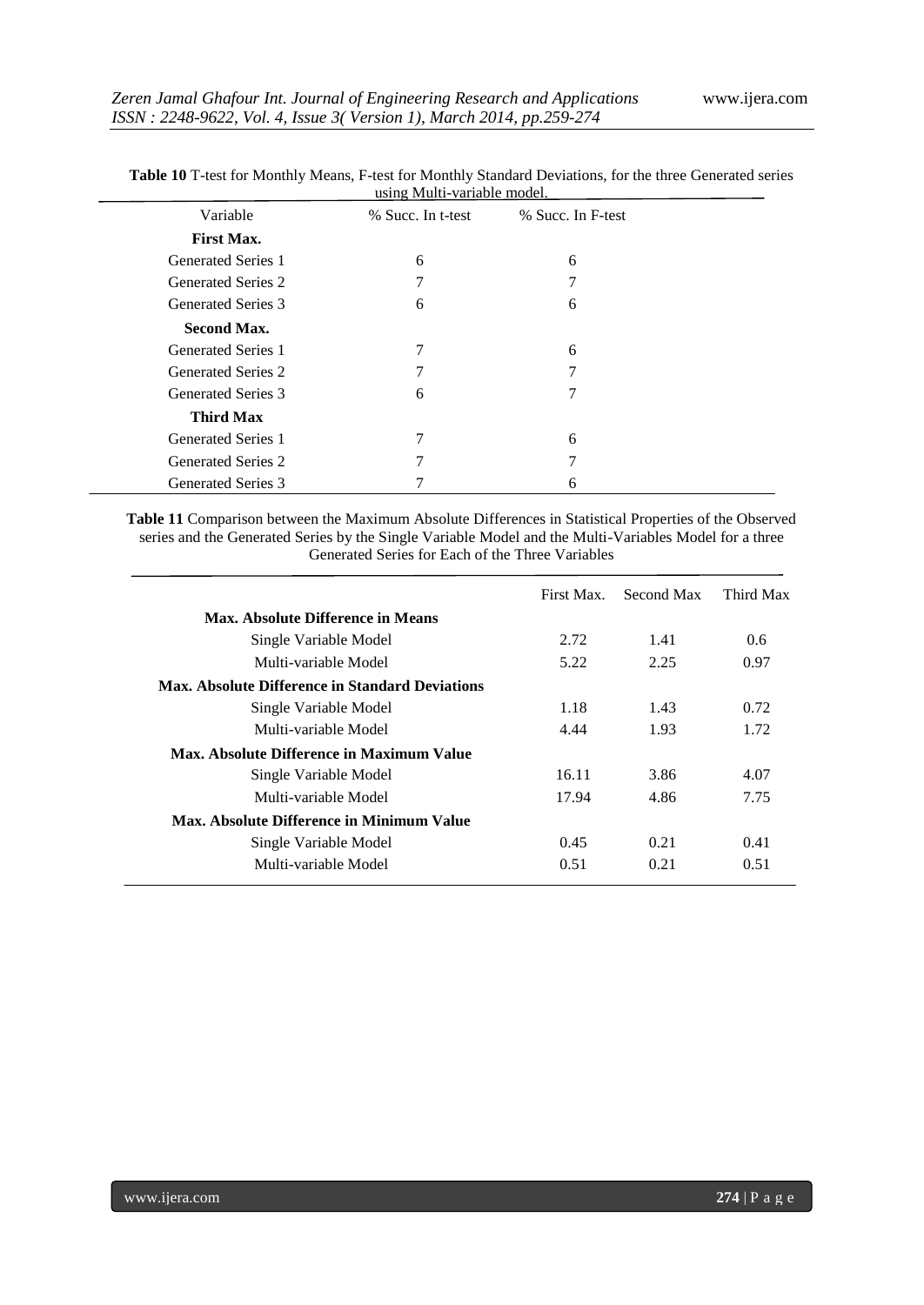**Table 10** T-test for Monthly Means, F-test for Monthly Standard Deviations, for the three Generated series using Multi-variable model.

| Variable | % Succ. In t-test | % Succ. In F-test |
|---|---|---|
| **First Max.** | | |
| Generated Series 1 | 6 | 6 |
| Generated Series 2 | 7 | 7 |
| Generated Series 3 | 6 | 6 |
| **Second Max.** | | |
| Generated Series 1 | 7 | 6 |
| Generated Series 2 | 7 | 7 |
| Generated Series 3 | 6 | 7 |
| **Third Max** | | |
| Generated Series 1 | 7 | 6 |
| Generated Series 2 | 7 | 7 |
| Generated Series 3 | 7 | 6 |

**Table 11** Comparison between the Maximum Absolute Differences in Statistical Properties of the Observed series and the Generated Series by the Single Variable Model and the Multi-Variables Model for a three Generated Series for Each of the Three Variables

| | First Max. | Second Max | Third Max |
|---|---|---|---|
| **Max. Absolute Difference in Means** | | | |
| Single Variable Model | 2.72 | 1.41 | 0.6 |
| Multi-variable Model | 5.22 | 2.25 | 0.97 |
| **Max. Absolute Difference in Standard Deviations** | | | |
| Single Variable Model | 1.18 | 1.43 | 0.72 |
| Multi-variable Model | 4.44 | 1.93 | 1.72 |
| **Max. Absolute Difference in Maximum Value** | | | |
| Single Variable Model | 16.11 | 3.86 | 4.07 |
| Multi-variable Model | 17.94 | 4.86 | 7.75 |
| **Max. Absolute Difference in Minimum Value** | | | |
| Single Variable Model | 0.45 | 0.21 | 0.41 |
| Multi-variable Model | 0.51 | 0.21 | 0.51 |